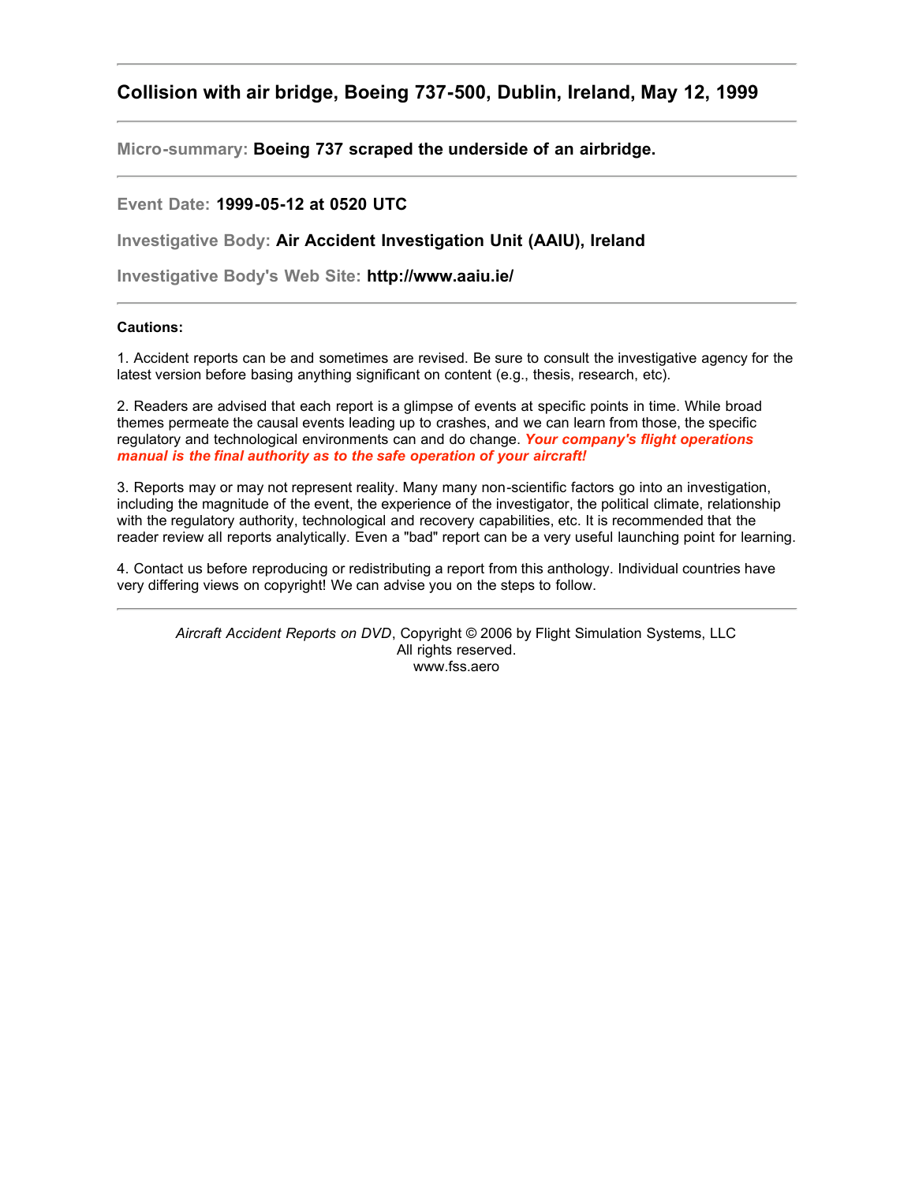# Collision with air bridge, Boeing 737-500, Dublin, Ireland, May 12, 1999

---

**Micro-summary: Boeing 737 scraped the underside of an airbridge.**

---

Event Date: **1999-05-12 at 0520 UTC**

Investigative Body: **Air Accident Investigation Unit (AAIU), Ireland**

Investigative Body's Web Site: **http://www.aaiu.ie/**

---

**Cautions:**

1. Accident reports can be and sometimes are revised. Be sure to consult the investigative agency for the latest version before basing anything significant on content (e.g., thesis, research, etc).

2. Readers are advised that each report is a glimpse of events at specific points in time. While broad themes permeate the causal events leading up to crashes, and we can learn from those, the specific regulatory and technological environments can and do change. ***Your company's flight operations manual is the final authority as to the safe operation of your aircraft!***

3. Reports may or may not represent reality. Many many non-scientific factors go into an investigation, including the magnitude of the event, the experience of the investigator, the political climate, relationship with the regulatory authority, technological and recovery capabilities, etc. It is recommended that the reader review all reports analytically. Even a "bad" report can be a very useful launching point for learning.

4. Contact us before reproducing or redistributing a report from this anthology. Individual countries have very differing views on copyright! We can advise you on the steps to follow.

---

*Aircraft Accident Reports on DVD*, Copyright © 2006 by Flight Simulation Systems, LLC
All rights reserved.
www.fss.aero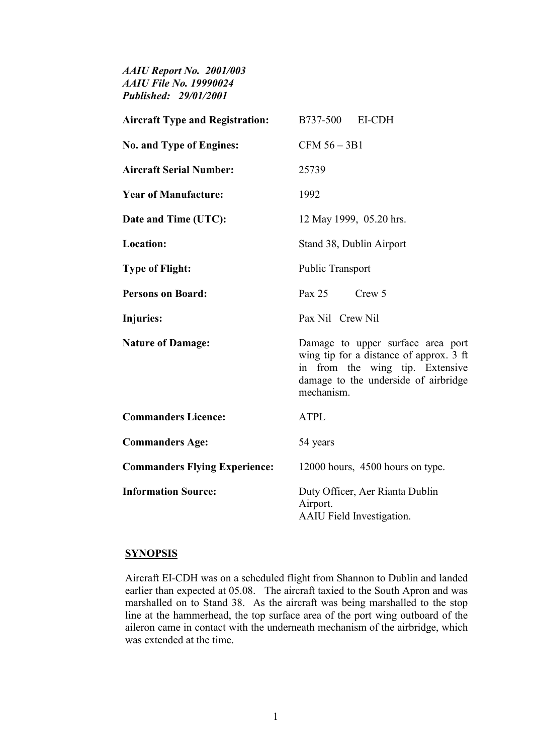*AAIU Report No. 2001/003*
*AAIU File No. 19990024*
*Published: 29/01/2001*

| | |
|---|---|
| **Aircraft Type and Registration:** | B737-500 EI-CDH |
| **No. and Type of Engines:** | CFM 56 – 3B1 |
| **Aircraft Serial Number:** | 25739 |
| **Year of Manufacture:** | 1992 |
| **Date and Time (UTC):** | 12 May 1999, 05.20 hrs. |
| **Location:** | Stand 38, Dublin Airport |
| **Type of Flight:** | Public Transport |
| **Persons on Board:** | Pax 25 Crew 5 |
| **Injuries:** | Pax Nil Crew Nil |
| **Nature of Damage:** | Damage to upper surface area port wing tip for a distance of approx. 3 ft in from the wing tip. Extensive damage to the underside of airbridge mechanism. |
| **Commanders Licence:** | ATPL |
| **Commanders Age:** | 54 years |
| **Commanders Flying Experience:** | 12000 hours, 4500 hours on type. |
| **Information Source:** | Duty Officer, Aer Rianta Dublin Airport. AAIU Field Investigation. |

## SYNOPSIS

Aircraft EI-CDH was on a scheduled flight from Shannon to Dublin and landed earlier than expected at 05.08. The aircraft taxied to the South Apron and was marshalled on to Stand 38. As the aircraft was being marshalled to the stop line at the hammerhead, the top surface area of the port wing outboard of the aileron came in contact with the underneath mechanism of the airbridge, which was extended at the time.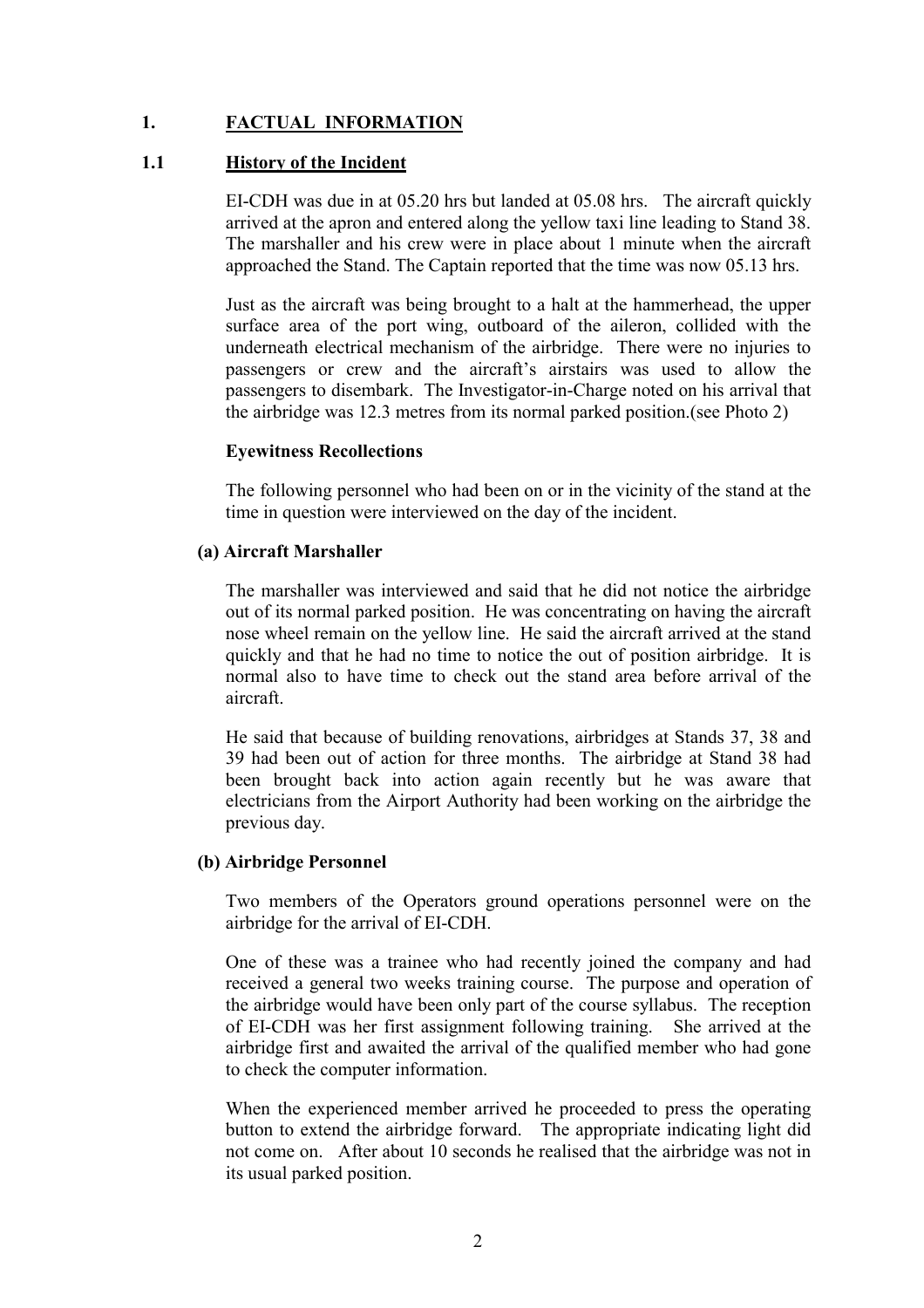## 1. FACTUAL INFORMATION

### 1.1 History of the Incident

EI-CDH was due in at 05.20 hrs but landed at 05.08 hrs. The aircraft quickly arrived at the apron and entered along the yellow taxi line leading to Stand 38. The marshaller and his crew were in place about 1 minute when the aircraft approached the Stand. The Captain reported that the time was now 05.13 hrs.

Just as the aircraft was being brought to a halt at the hammerhead, the upper surface area of the port wing, outboard of the aileron, collided with the underneath electrical mechanism of the airbridge. There were no injuries to passengers or crew and the aircraft's airstairs was used to allow the passengers to disembark. The Investigator-in-Charge noted on his arrival that the airbridge was 12.3 metres from its normal parked position.(see Photo 2)

**Eyewitness Recollections**

The following personnel who had been on or in the vicinity of the stand at the time in question were interviewed on the day of the incident.

**(a) Aircraft Marshaller**

The marshaller was interviewed and said that he did not notice the airbridge out of its normal parked position. He was concentrating on having the aircraft nose wheel remain on the yellow line. He said the aircraft arrived at the stand quickly and that he had no time to notice the out of position airbridge. It is normal also to have time to check out the stand area before arrival of the aircraft.

He said that because of building renovations, airbridges at Stands 37, 38 and 39 had been out of action for three months. The airbridge at Stand 38 had been brought back into action again recently but he was aware that electricians from the Airport Authority had been working on the airbridge the previous day.

**(b) Airbridge Personnel**

Two members of the Operators ground operations personnel were on the airbridge for the arrival of EI-CDH.

One of these was a trainee who had recently joined the company and had received a general two weeks training course. The purpose and operation of the airbridge would have been only part of the course syllabus. The reception of EI-CDH was her first assignment following training. She arrived at the airbridge first and awaited the arrival of the qualified member who had gone to check the computer information.

When the experienced member arrived he proceeded to press the operating button to extend the airbridge forward. The appropriate indicating light did not come on. After about 10 seconds he realised that the airbridge was not in its usual parked position.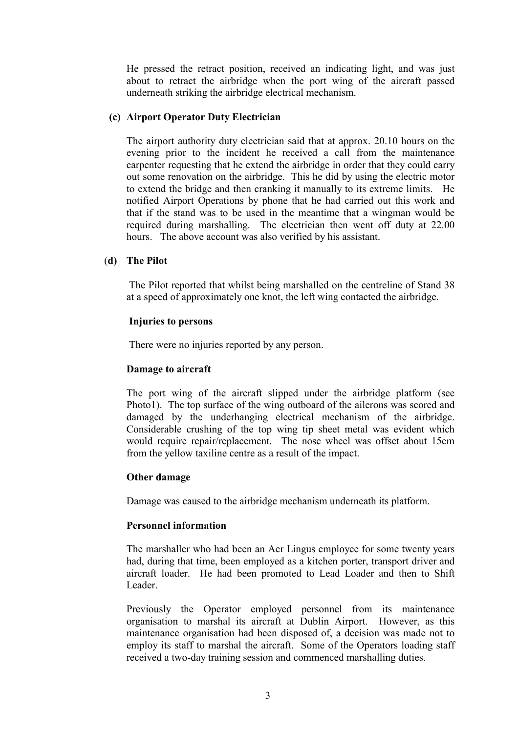He pressed the retract position, received an indicating light, and was just about to retract the airbridge when the port wing of the aircraft passed underneath striking the airbridge electrical mechanism.

**(c) Airport Operator Duty Electrician**

The airport authority duty electrician said that at approx. 20.10 hours on the evening prior to the incident he received a call from the maintenance carpenter requesting that he extend the airbridge in order that they could carry out some renovation on the airbridge. This he did by using the electric motor to extend the bridge and then cranking it manually to its extreme limits. He notified Airport Operations by phone that he had carried out this work and that if the stand was to be used in the meantime that a wingman would be required during marshalling. The electrician then went off duty at 22.00 hours. The above account was also verified by his assistant.

**(d) The Pilot**

The Pilot reported that whilst being marshalled on the centreline of Stand 38 at a speed of approximately one knot, the left wing contacted the airbridge.

**Injuries to persons**

There were no injuries reported by any person.

**Damage to aircraft**

The port wing of the aircraft slipped under the airbridge platform (see Photo1). The top surface of the wing outboard of the ailerons was scored and damaged by the underhanging electrical mechanism of the airbridge. Considerable crushing of the top wing tip sheet metal was evident which would require repair/replacement. The nose wheel was offset about 15cm from the yellow taxiline centre as a result of the impact.

**Other damage**

Damage was caused to the airbridge mechanism underneath its platform.

**Personnel information**

The marshaller who had been an Aer Lingus employee for some twenty years had, during that time, been employed as a kitchen porter, transport driver and aircraft loader. He had been promoted to Lead Loader and then to Shift Leader.

Previously the Operator employed personnel from its maintenance organisation to marshal its aircraft at Dublin Airport. However, as this maintenance organisation had been disposed of, a decision was made not to employ its staff to marshal the aircraft. Some of the Operators loading staff received a two-day training session and commenced marshalling duties.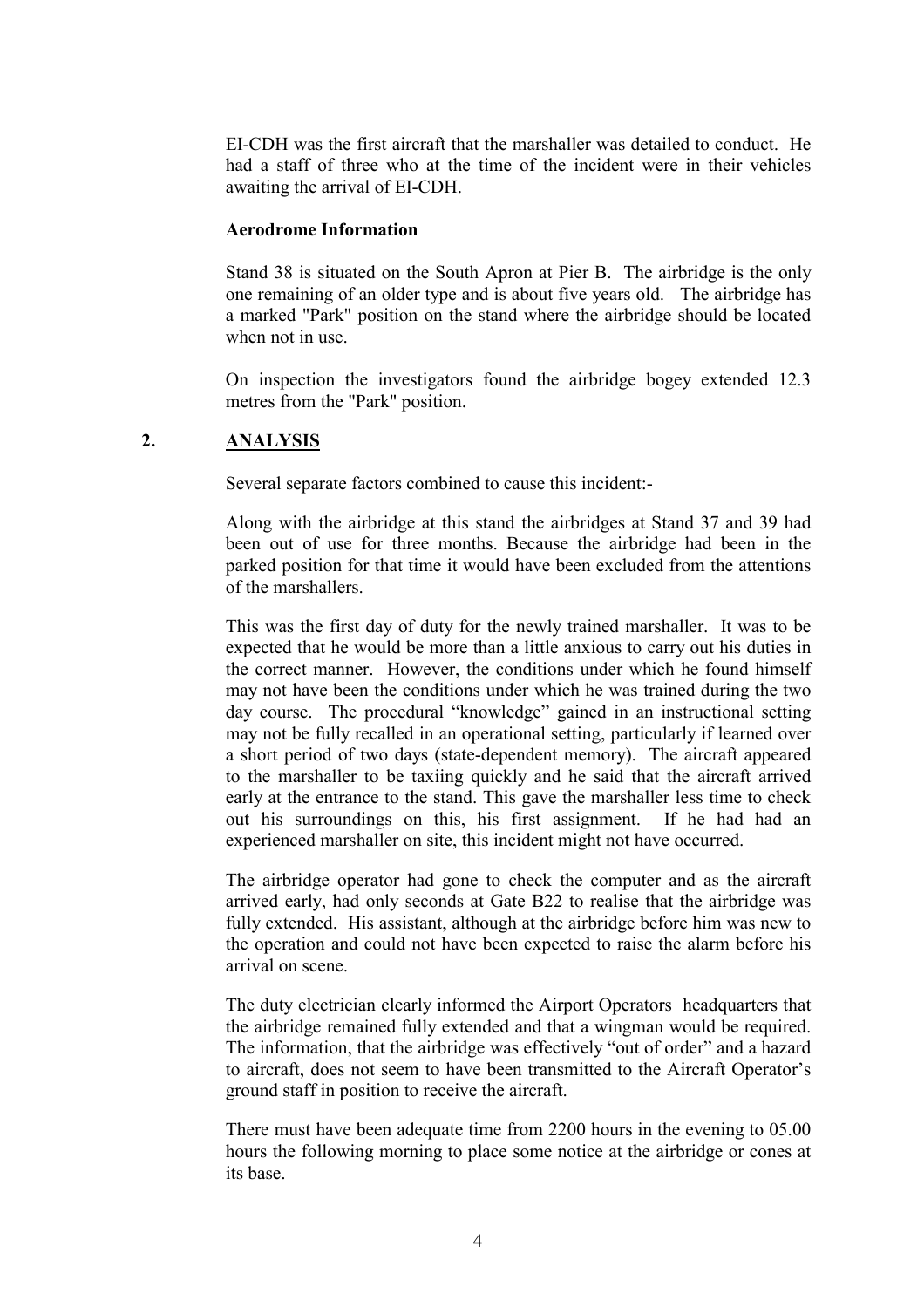EI-CDH was the first aircraft that the marshaller was detailed to conduct. He had a staff of three who at the time of the incident were in their vehicles awaiting the arrival of EI-CDH.

**Aerodrome Information**

Stand 38 is situated on the South Apron at Pier B. The airbridge is the only one remaining of an older type and is about five years old. The airbridge has a marked "Park" position on the stand where the airbridge should be located when not in use.

On inspection the investigators found the airbridge bogey extended 12.3 metres from the "Park" position.

## 2. ANALYSIS

Several separate factors combined to cause this incident:-

Along with the airbridge at this stand the airbridges at Stand 37 and 39 had been out of use for three months. Because the airbridge had been in the parked position for that time it would have been excluded from the attentions of the marshallers.

This was the first day of duty for the newly trained marshaller. It was to be expected that he would be more than a little anxious to carry out his duties in the correct manner. However, the conditions under which he found himself may not have been the conditions under which he was trained during the two day course. The procedural "knowledge" gained in an instructional setting may not be fully recalled in an operational setting, particularly if learned over a short period of two days (state-dependent memory). The aircraft appeared to the marshaller to be taxiing quickly and he said that the aircraft arrived early at the entrance to the stand. This gave the marshaller less time to check out his surroundings on this, his first assignment. If he had had an experienced marshaller on site, this incident might not have occurred.

The airbridge operator had gone to check the computer and as the aircraft arrived early, had only seconds at Gate B22 to realise that the airbridge was fully extended. His assistant, although at the airbridge before him was new to the operation and could not have been expected to raise the alarm before his arrival on scene.

The duty electrician clearly informed the Airport Operators headquarters that the airbridge remained fully extended and that a wingman would be required. The information, that the airbridge was effectively "out of order" and a hazard to aircraft, does not seem to have been transmitted to the Aircraft Operator's ground staff in position to receive the aircraft.

There must have been adequate time from 2200 hours in the evening to 05.00 hours the following morning to place some notice at the airbridge or cones at its base.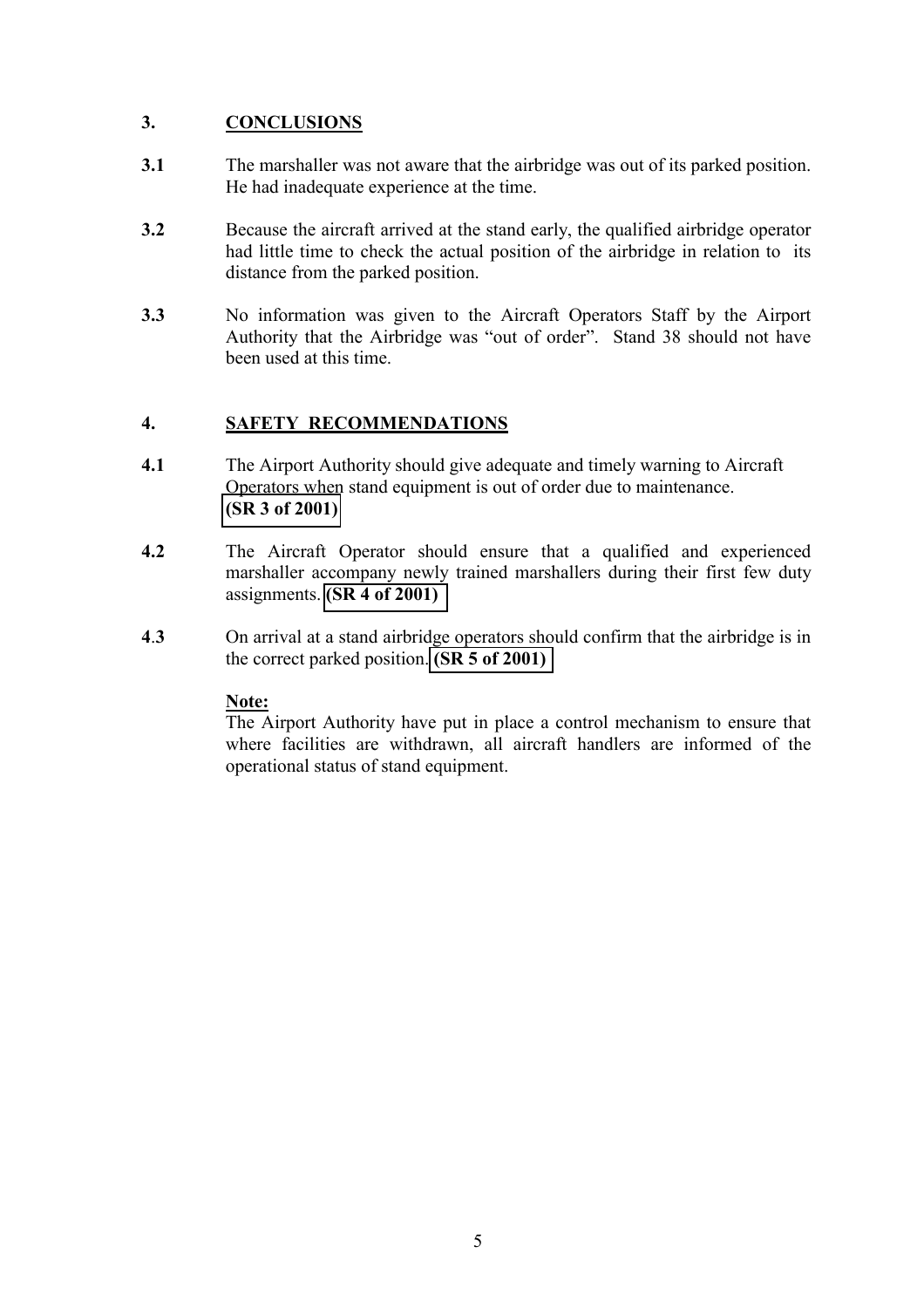## 3. CONCLUSIONS

**3.1** The marshaller was not aware that the airbridge was out of its parked position. He had inadequate experience at the time.

**3.2** Because the aircraft arrived at the stand early, the qualified airbridge operator had little time to check the actual position of the airbridge in relation to its distance from the parked position.

**3.3** No information was given to the Aircraft Operators Staff by the Airport Authority that the Airbridge was "out of order". Stand 38 should not have been used at this time.

## 4. SAFETY RECOMMENDATIONS

**4.1** The Airport Authority should give adequate and timely warning to Aircraft Operators when stand equipment is out of order due to maintenance. **(SR 3 of 2001)**

**4.2** The Aircraft Operator should ensure that a qualified and experienced marshaller accompany newly trained marshallers during their first few duty assignments. **(SR 4 of 2001)**

**4.3** On arrival at a stand airbridge operators should confirm that the airbridge is in the correct parked position. **(SR 5 of 2001)**

**Note:**
The Airport Authority have put in place a control mechanism to ensure that where facilities are withdrawn, all aircraft handlers are informed of the operational status of stand equipment.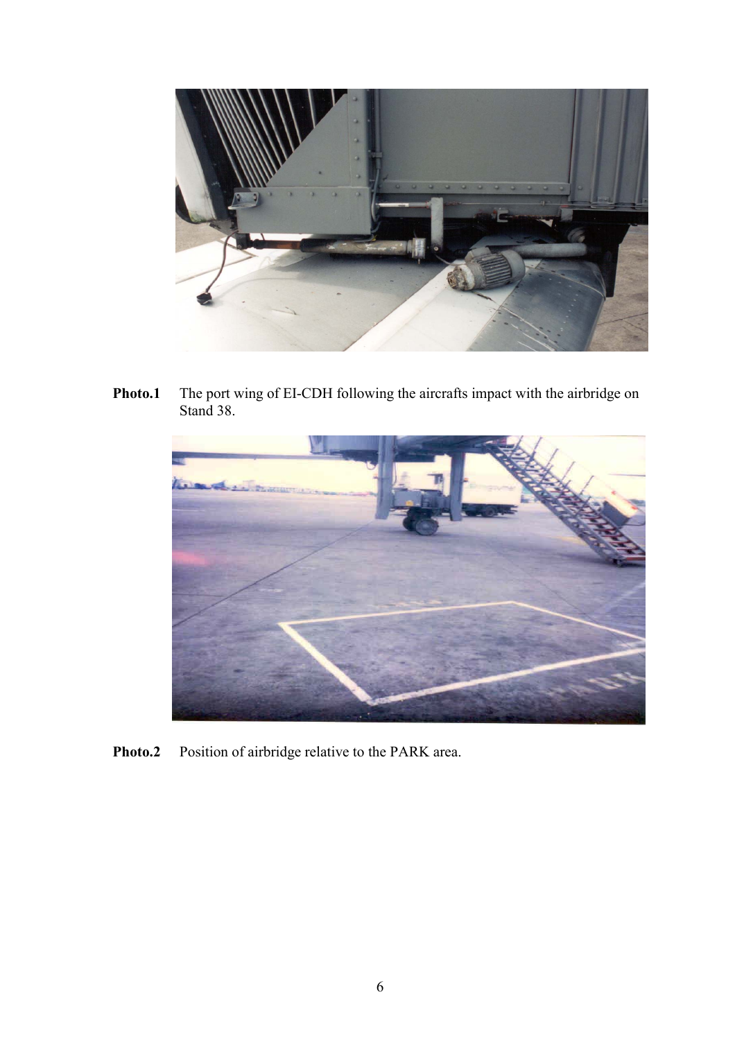**Photo.1** The port wing of EI-CDH following the aircrafts impact with the airbridge on Stand 38.

**Photo.2** Position of airbridge relative to the PARK area.